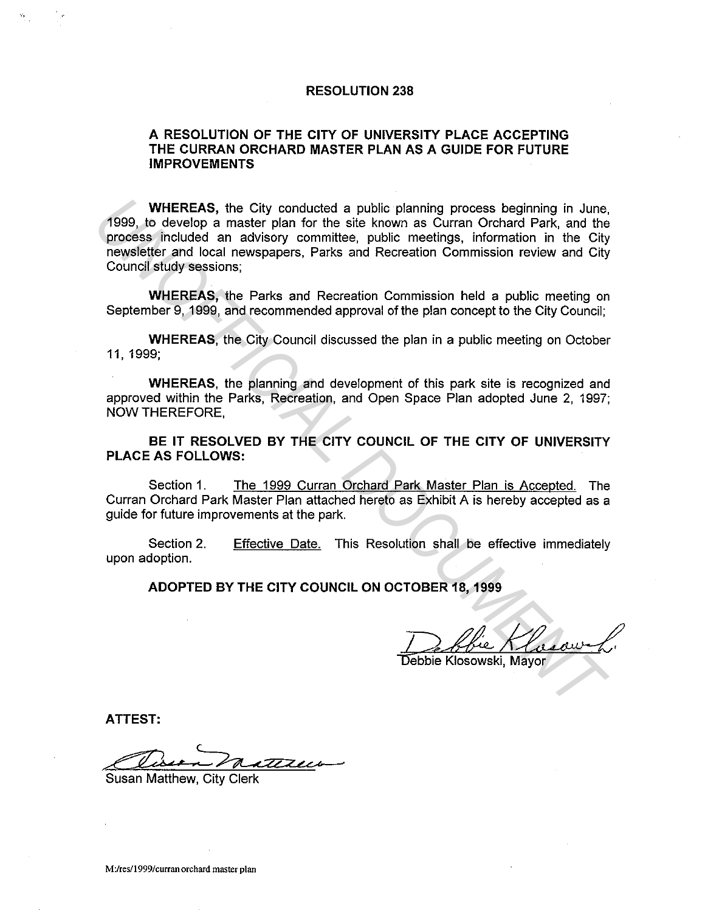# RESOLUTION 238

## A RESOLUTION OF THE CITY OF UNIVERSITY PLACE ACCEPTING THE CURRAN ORCHARD MASTER PLAN AS A GUIDE FOR FUTURE IMPROVEMENTS

**WHEREAS,** the City conducted a public planning process beginning in June, 1999, to develop a master plan for the site known as Curran Orchard Park, and the process included an advisory committee, public meetings, information in the City newsletter and local newspapers, Parks and Recreation Commission review and City Council study sessions;

**WHEREAS,** the Parks and Recreation Commission held a public meeting on September 9, 1999, and recommended approval of the plan concept to the City Council;

**WHEREAS,** the City Council discussed the plan in a public meeting on October 11, 1999;

**WHEREAS,** the planning and development of this park site is recognized and approved within the Parks, Recreation, and Open Space Plan adopted June 2, 1997; NOW THEREFORE,

**BE IT RESOLVED BY THE CITY COUNCIL OF THE CITY OF UNIVERSITY PLACE AS FOLLOWS:**

Section 1. The 1999 Curran Orchard Park Master Plan is Accepted. The Curran Orchard Park Master Plan attached hereto as Exhibit A is hereby accepted as a guide for future improvements at the park.

Section 2. Effective Date. This Resolution shall be effective immediately upon adoption.

**ADOPTED BY THE CITY COUNCIL ON OCTOBER 18, 1999**

Debbie Klosowski, Mayor

**ATTEST:**

Susan Matthew, City Clerk

M:/res/1999/curran orchard master plan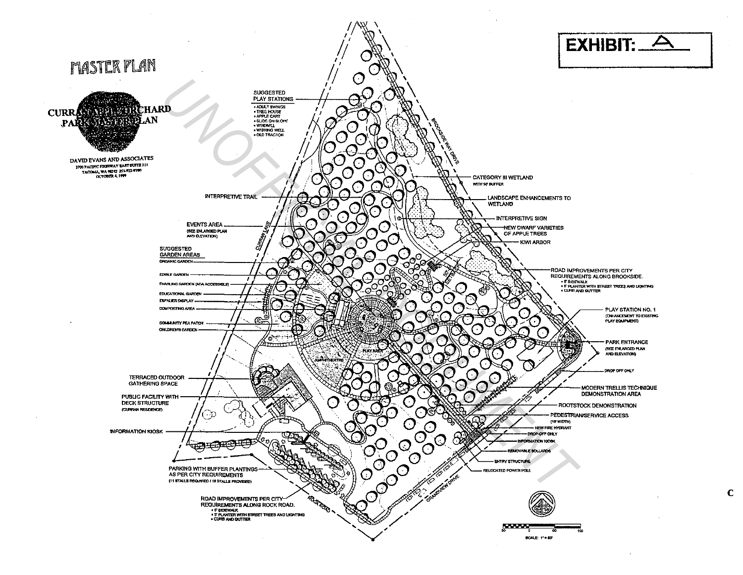# EXHIBIT: A

# MASTER PLAN

**CURRAN APPLE ORCHARD PARK MASTER PLAN**

DAVID EVANS AND ASSOCIATES
3700 PACIFIC HIGHWAY EAST SUITE 311
TACOMA, WA 98424 253-922-9780
OCTOBER 4, 1999

SUGGESTED PLAY STATIONS
- ADULT SWINGS
- TREE HOUSE
- APPLE CART
- SLIDE ON SLOPE
- WINDMILL
- WISHING WELL
- OLD TRACTOR

INTERPRETIVE TRAIL

EVENTS AREA
(SEE ENLARGED PLAN AND ELEVATION)

SUGGESTED GARDEN AREAS
- ORGANIC GARDEN
- EDIBLE GARDEN
- SHARING GARDEN (ADA ACCESSIBLE)
- EDUCATIONAL GARDEN
- ESPALIER DISPLAY
- COMPOSTING AREA
- COMMUNITY PEA PATCH
- CHILDREN'S GARDEN

TERRACED OUTDOOR GATHERING SPACE

PUBLIC FACILITY WITH DECK STRUCTURE
(CURRAN RESIDENCE)

INFORMATION KIOSK

PARKING WITH BUFFER PLANTINGS AS PER CITY REQUIREMENTS
(11 STALLS REQUIRED / 16 STALLS PROVIDED)

ROAD IMPROVEMENTS PER CITY REQUIREMENTS ALONG ROCK ROAD.
- 5' SIDEWALK
- 5' PLANTER WITH STREET TREES AND LIGHTING
- CURB AND GUTTER

CURRAN LANE

BROOKSIDE WAY DRIVE

ROCK ROAD

GRANDVIEW DRIVE

AMPHITHEATRE

PLAY AREA

CATEGORY III WETLAND
WITH 50' BUFFER

LANDSCAPE ENHANCEMENTS TO WETLAND

INTERPRETIVE SIGN

NEW DWARF VARIETIES OF APPLE TREES

KIWI ARBOR

ROAD IMPROVEMENTS PER CITY REQUIREMENTS ALONG BROOKSIDE.
- 5' SIDEWALK
- 5' PLANTER WITH STREET TREES AND LIGHTING
- CURB AND GUTTER

PLAY STATION NO. 1
(ENHANCEMENT TO EXISTING PLAY EQUIPMENT)

PARK ENTRANCE
(SEE ENLARGED PLAN AND ELEVATION)

DROP OFF ONLY

MODERN TRELLIS TECHNIQUE DEMONSTRATION AREA

ROOTSTOCK DEMONSTRATION

PEDESTRIAN/SERVICE ACCESS
(16' WIDTH)

NEW FIRE HYDRANT

DROP-OFF ONLY

INFORMATION KIOSK

REMOVABLE BOLLARDS

ENTRY STRUCTURE

RELOCATED POWER POLE

50 0 50 100

SCALE: 1" = 50'

C